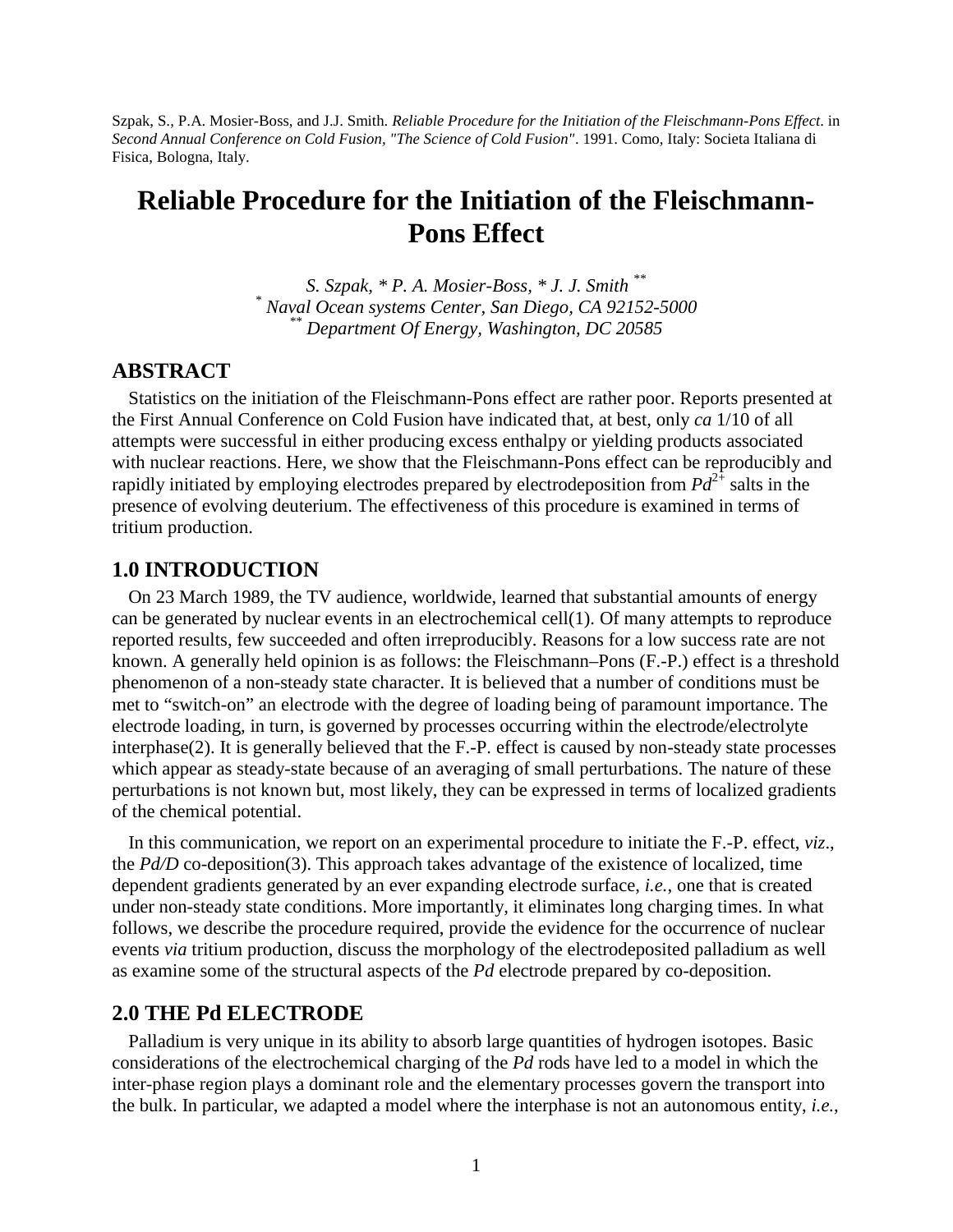Szpak, S., P.A. Mosier-Boss, and J.J. Smith. *Reliable Procedure for the Initiation of the Fleischmann-Pons Effect*. in *Second Annual Conference on Cold Fusion, "The Science of Cold Fusion"*. 1991. Como, Italy: Societa Italiana di Fisica, Bologna, Italy.

# Reliable Procedure for the Initiation of the Fleischmann-Pons Effect

*S. Szpak, * P. A. Mosier-Boss, * J. J. Smith ***

[*] *Naval Ocean systems Center, San Diego, CA 92152-5000*

[**] *Department Of Energy, Washington, DC 20585*

## ABSTRACT

Statistics on the initiation of the Fleischmann-Pons effect are rather poor. Reports presented at the First Annual Conference on Cold Fusion have indicated that, at best, only *ca* 1/10 of all attempts were successful in either producing excess enthalpy or yielding products associated with nuclear reactions. Here, we show that the Fleischmann-Pons effect can be reproducibly and rapidly initiated by employing electrodes prepared by electrodeposition from $Pd^{2+}$ salts in the presence of evolving deuterium. The effectiveness of this procedure is examined in terms of tritium production.

## 1.0 INTRODUCTION

On 23 March 1989, the TV audience, worldwide, learned that substantial amounts of energy can be generated by nuclear events in an electrochemical cell(1). Of many attempts to reproduce reported results, few succeeded and often irreproducibly. Reasons for a low success rate are not known. A generally held opinion is as follows: the Fleischmann–Pons (F.-P.) effect is a threshold phenomenon of a non-steady state character. It is believed that a number of conditions must be met to "switch-on" an electrode with the degree of loading being of paramount importance. The electrode loading, in turn, is governed by processes occurring within the electrode/electrolyte interphase(2). It is generally believed that the F.-P. effect is caused by non-steady state processes which appear as steady-state because of an averaging of small perturbations. The nature of these perturbations is not known but, most likely, they can be expressed in terms of localized gradients of the chemical potential.

In this communication, we report on an experimental procedure to initiate the F.-P. effect, *viz*., the *Pd/D* co-deposition(3). This approach takes advantage of the existence of localized, time dependent gradients generated by an ever expanding electrode surface, *i.e.*, one that is created under non-steady state conditions. More importantly, it eliminates long charging times. In what follows, we describe the procedure required, provide the evidence for the occurrence of nuclear events *via* tritium production, discuss the morphology of the electrodeposited palladium as well as examine some of the structural aspects of the *Pd* electrode prepared by co-deposition.

## 2.0 THE Pd ELECTRODE

Palladium is very unique in its ability to absorb large quantities of hydrogen isotopes. Basic considerations of the electrochemical charging of the *Pd* rods have led to a model in which the inter-phase region plays a dominant role and the elementary processes govern the transport into the bulk. In particular, we adapted a model where the interphase is not an autonomous entity, *i.e.*,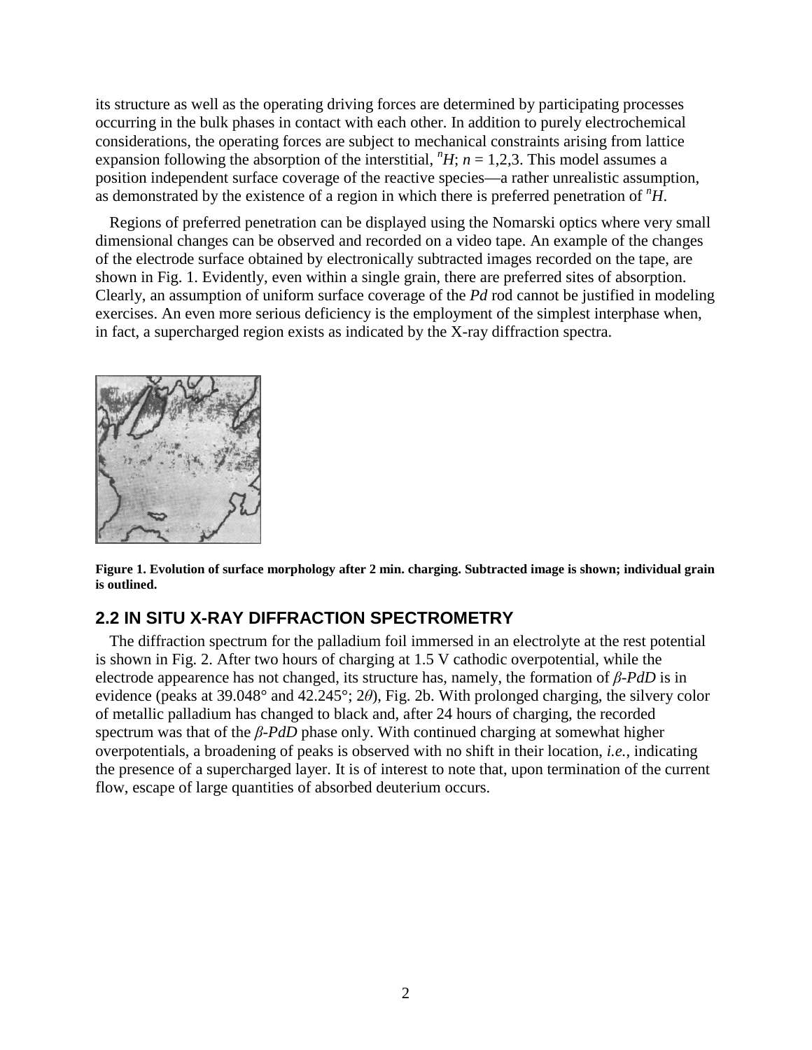its structure as well as the operating driving forces are determined by participating processes occurring in the bulk phases in contact with each other. In addition to purely electrochemical considerations, the operating forces are subject to mechanical constraints arising from lattice expansion following the absorption of the interstitial, $^{n}H$; $n = 1,2,3$. This model assumes a position independent surface coverage of the reactive species—a rather unrealistic assumption, as demonstrated by the existence of a region in which there is preferred penetration of $^{n}H$.

Regions of preferred penetration can be displayed using the Nomarski optics where very small dimensional changes can be observed and recorded on a video tape. An example of the changes of the electrode surface obtained by electronically subtracted images recorded on the tape, are shown in Fig. 1. Evidently, even within a single grain, there are preferred sites of absorption. Clearly, an assumption of uniform surface coverage of the *Pd* rod cannot be justified in modeling exercises. An even more serious deficiency is the employment of the simplest interphase when, in fact, a supercharged region exists as indicated by the X-ray diffraction spectra.

**Figure 1. Evolution of surface morphology after 2 min. charging. Subtracted image is shown; individual grain is outlined.**

## 2.2 IN SITU X-RAY DIFFRACTION SPECTROMETRY

The diffraction spectrum for the palladium foil immersed in an electrolyte at the rest potential is shown in Fig. 2. After two hours of charging at 1.5 V cathodic overpotential, while the electrode appearence has not changed, its structure has, namely, the formation of *β-PdD* is in evidence (peaks at 39.048° and 42.245°; $2\theta$), Fig. 2b. With prolonged charging, the silvery color of metallic palladium has changed to black and, after 24 hours of charging, the recorded spectrum was that of the *β-PdD* phase only. With continued charging at somewhat higher overpotentials, a broadening of peaks is observed with no shift in their location, *i.e.*, indicating the presence of a supercharged layer. It is of interest to note that, upon termination of the current flow, escape of large quantities of absorbed deuterium occurs.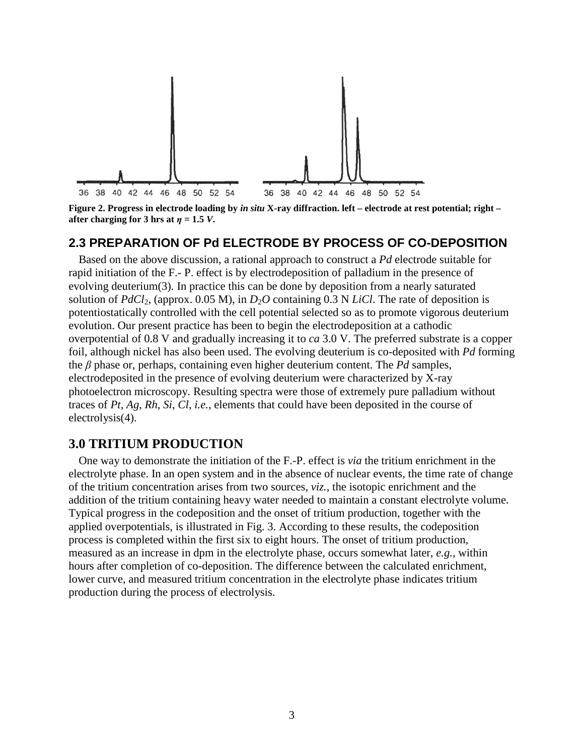Figure 2. Progress in electrode loading by *in situ* X-ray diffraction. left – electrode at rest potential; right – after charging for 3 hrs at $\eta = 1.5$ *V*.

## 2.3 PREPARATION OF Pd ELECTRODE BY PROCESS OF CO-DEPOSITION

Based on the above discussion, a rational approach to construct a *Pd* electrode suitable for rapid initiation of the F.- P. effect is by electrodeposition of palladium in the presence of evolving deuterium(3). In practice this can be done by deposition from a nearly saturated solution of $PdCl_2$, (approx. 0.05 M), in $D_2O$ containing 0.3 N *LiCl*. The rate of deposition is potentiostatically controlled with the cell potential selected so as to promote vigorous deuterium evolution. Our present practice has been to begin the electrodeposition at a cathodic overpotential of 0.8 V and gradually increasing it to *ca* 3.0 V. The preferred substrate is a copper foil, although nickel has also been used. The evolving deuterium is co-deposited with *Pd* forming the $\beta$ phase or, perhaps, containing even higher deuterium content. The *Pd* samples, electrodeposited in the presence of evolving deuterium were characterized by X-ray photoelectron microscopy. Resulting spectra were those of extremely pure palladium without traces of *Pt*, *Ag*, *Rh*, *Si*, *Cl*, *i.e.*, elements that could have been deposited in the course of electrolysis(4).

## 3.0 TRITIUM PRODUCTION

One way to demonstrate the initiation of the F.-P. effect is *via* the tritium enrichment in the electrolyte phase. In an open system and in the absence of nuclear events, the time rate of change of the tritium concentration arises from two sources, *viz.*, the isotopic enrichment and the addition of the tritium containing heavy water needed to maintain a constant electrolyte volume. Typical progress in the codeposition and the onset of tritium production, together with the applied overpotentials, is illustrated in Fig. 3. According to these results, the codeposition process is completed within the first six to eight hours. The onset of tritium production, measured as an increase in dpm in the electrolyte phase, occurs somewhat later, *e.g.*, within hours after completion of co-deposition. The difference between the calculated enrichment, lower curve, and measured tritium concentration in the electrolyte phase indicates tritium production during the process of electrolysis.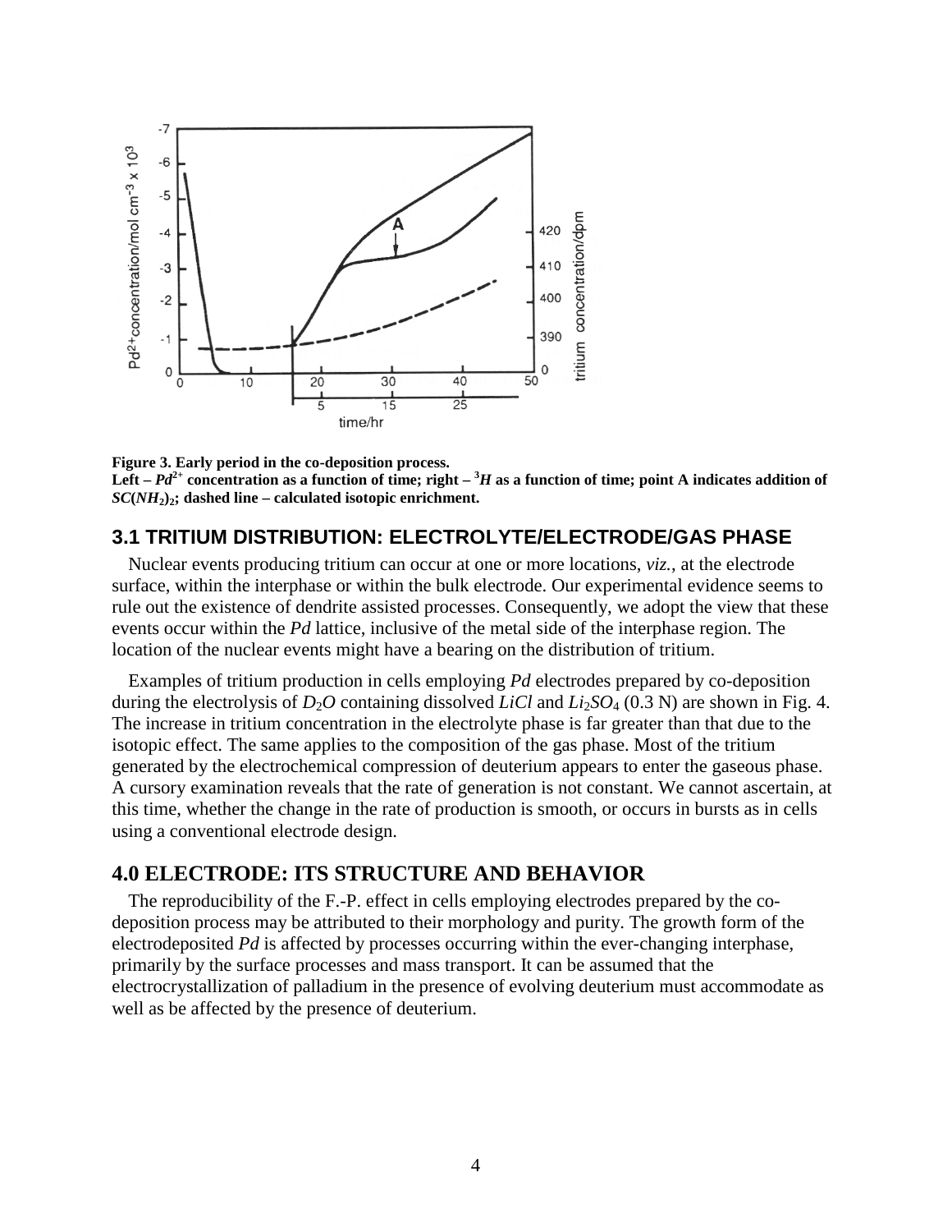**Figure 3. Early period in the co-deposition process.**
**Left – $Pd^{2+}$ concentration as a function of time; right – $^{3}H$ as a function of time; point A indicates addition of $SC(NH_2)_2$; dashed line – calculated isotopic enrichment.**

## 3.1 TRITIUM DISTRIBUTION: ELECTROLYTE/ELECTRODE/GAS PHASE

Nuclear events producing tritium can occur at one or more locations, *viz.*, at the electrode surface, within the interphase or within the bulk electrode. Our experimental evidence seems to rule out the existence of dendrite assisted processes. Consequently, we adopt the view that these events occur within the *Pd* lattice, inclusive of the metal side of the interphase region. The location of the nuclear events might have a bearing on the distribution of tritium.

Examples of tritium production in cells employing *Pd* electrodes prepared by co-deposition during the electrolysis of $D_2O$ containing dissolved $LiCl$ and $Li_2SO_4$ (0.3 N) are shown in Fig. 4. The increase in tritium concentration in the electrolyte phase is far greater than that due to the isotopic effect. The same applies to the composition of the gas phase. Most of the tritium generated by the electrochemical compression of deuterium appears to enter the gaseous phase. A cursory examination reveals that the rate of generation is not constant. We cannot ascertain, at this time, whether the change in the rate of production is smooth, or occurs in bursts as in cells using a conventional electrode design.

## 4.0 ELECTRODE: ITS STRUCTURE AND BEHAVIOR

The reproducibility of the F.-P. effect in cells employing electrodes prepared by the co-deposition process may be attributed to their morphology and purity. The growth form of the electrodeposited *Pd* is affected by processes occurring within the ever-changing interphase, primarily by the surface processes and mass transport. It can be assumed that the electrocrystallization of palladium in the presence of evolving deuterium must accommodate as well as be affected by the presence of deuterium.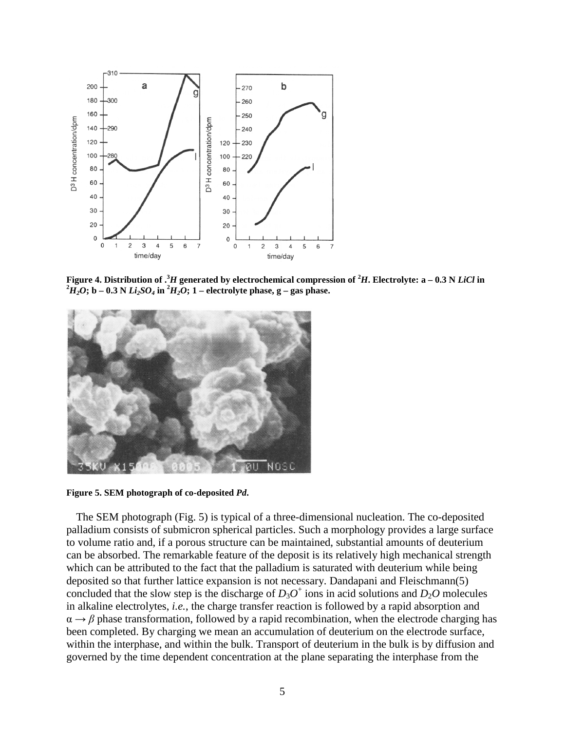**Figure 4. Distribution of $.^3H$ generated by electrochemical compression of $^2H$. Electrolyte: a – 0.3 N $LiCl$ in $^2H_2O$; b – 0.3 N $Li_2SO_4$ in $^2H_2O$; 1 – electrolyte phase, g – gas phase.**

**Figure 5. SEM photograph of co-deposited *Pd*.**

The SEM photograph (Fig. 5) is typical of a three-dimensional nucleation. The co-deposited palladium consists of submicron spherical particles. Such a morphology provides a large surface to volume ratio and, if a porous structure can be maintained, substantial amounts of deuterium can be absorbed. The remarkable feature of the deposit is its relatively high mechanical strength which can be attributed to the fact that the palladium is saturated with deuterium while being deposited so that further lattice expansion is not necessary. Dandapani and Fleischmann(5) concluded that the slow step is the discharge of $D_3O^+$ ions in acid solutions and $D_2O$ molecules in alkaline electrolytes, *i.e.*, the charge transfer reaction is followed by a rapid absorption and $\alpha \rightarrow \beta$ phase transformation, followed by a rapid recombination, when the electrode charging has been completed. By charging we mean an accumulation of deuterium on the electrode surface, within the interphase, and within the bulk. Transport of deuterium in the bulk is by diffusion and governed by the time dependent concentration at the plane separating the interphase from the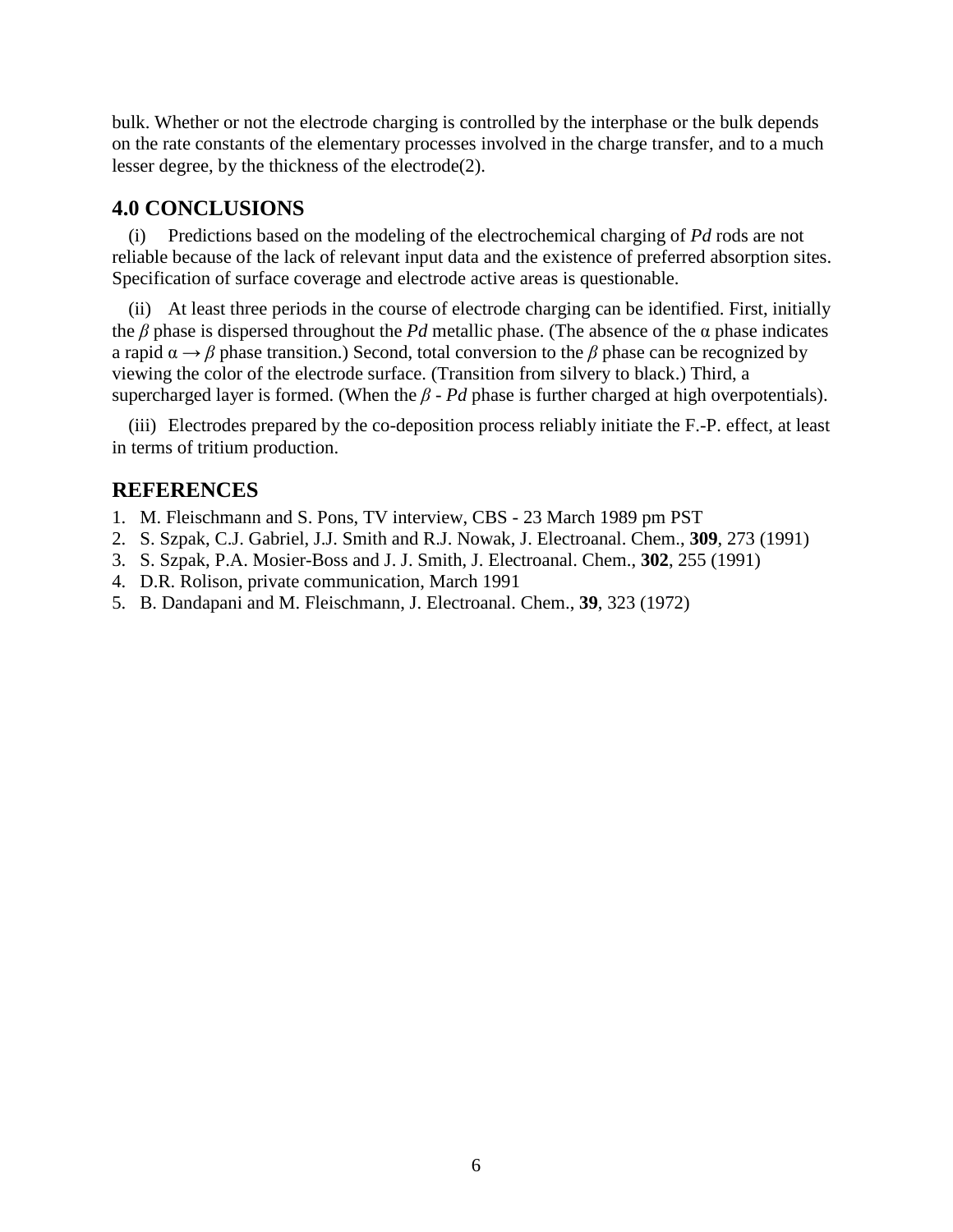bulk. Whether or not the electrode charging is controlled by the interphase or the bulk depends on the rate constants of the elementary processes involved in the charge transfer, and to a much lesser degree, by the thickness of the electrode(2).

## 4.0 CONCLUSIONS

(i) Predictions based on the modeling of the electrochemical charging of *Pd* rods are not reliable because of the lack of relevant input data and the existence of preferred absorption sites. Specification of surface coverage and electrode active areas is questionable.

(ii) At least three periods in the course of electrode charging can be identified. First, initially the $\beta$ phase is dispersed throughout the *Pd* metallic phase. (The absence of the $\alpha$ phase indicates a rapid $\alpha \rightarrow \beta$ phase transition.) Second, total conversion to the $\beta$ phase can be recognized by viewing the color of the electrode surface. (Transition from silvery to black.) Third, a supercharged layer is formed. (When the $\beta$ - *Pd* phase is further charged at high overpotentials).

(iii) Electrodes prepared by the co-deposition process reliably initiate the F.-P. effect, at least in terms of tritium production.

## REFERENCES

1. M. Fleischmann and S. Pons, TV interview, CBS - 23 March 1989 pm PST
2. S. Szpak, C.J. Gabriel, J.J. Smith and R.J. Nowak, J. Electroanal. Chem., **309**, 273 (1991)
3. S. Szpak, P.A. Mosier-Boss and J. J. Smith, J. Electroanal. Chem., **302**, 255 (1991)
4. D.R. Rolison, private communication, March 1991
5. B. Dandapani and M. Fleischmann, J. Electroanal. Chem., **39**, 323 (1972)